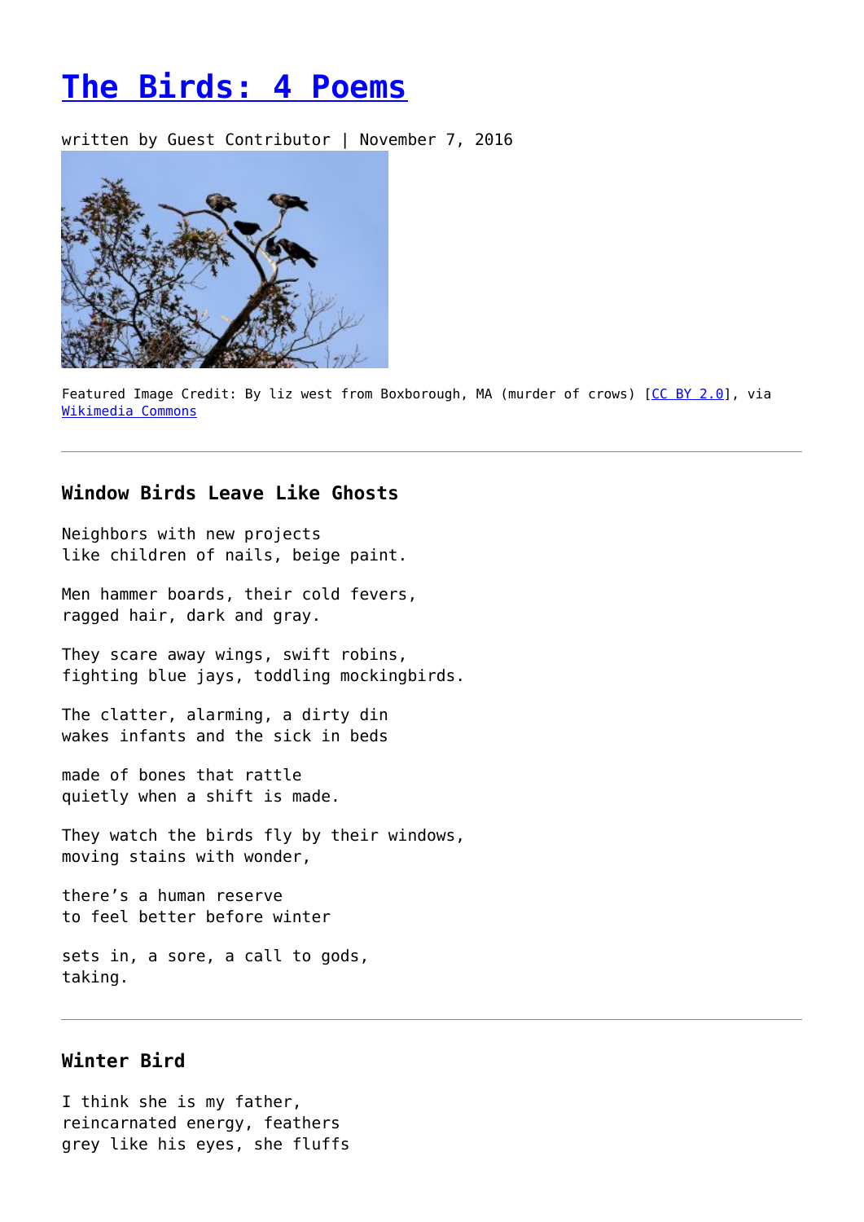# [The Birds: 4 Poems]

written by Guest Contributor | November 7, 2016

Featured Image Credit: By liz west from Boxborough, MA (murder of crows) [[CC BY 2.0]], via [Wikimedia Commons]

---

### Window Birds Leave Like Ghosts

Neighbors with new projects  
like children of nails, beige paint.

Men hammer boards, their cold fevers,  
ragged hair, dark and gray.

They scare away wings, swift robins,  
fighting blue jays, toddling mockingbirds.

The clatter, alarming, a dirty din  
wakes infants and the sick in beds

made of bones that rattle  
quietly when a shift is made.

They watch the birds fly by their windows,  
moving stains with wonder,

there's a human reserve  
to feel better before winter

sets in, a sore, a call to gods,  
taking.

---

### Winter Bird

I think she is my father,  
reincarnated energy, feathers  
grey like his eyes, she fluffs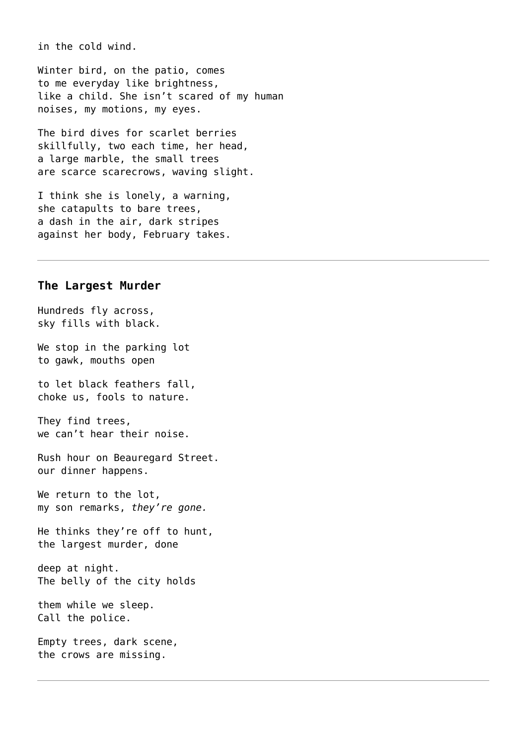in the cold wind.

Winter bird, on the patio, comes
to me everyday like brightness,
like a child. She isn't scared of my human
noises, my motions, my eyes.

The bird dives for scarlet berries
skillfully, two each time, her head,
a large marble, the small trees
are scarce scarecrows, waving slight.

I think she is lonely, a warning,
she catapults to bare trees,
a dash in the air, dark stripes
against her body, February takes.

---

### The Largest Murder

Hundreds fly across,
sky fills with black.

We stop in the parking lot
to gawk, mouths open

to let black feathers fall,
choke us, fools to nature.

They find trees,
we can't hear their noise.

Rush hour on Beauregard Street.
our dinner happens.

We return to the lot,
my son remarks, *they're gone.*

He thinks they're off to hunt,
the largest murder, done

deep at night.
The belly of the city holds

them while we sleep.
Call the police.

Empty trees, dark scene,
the crows are missing.

---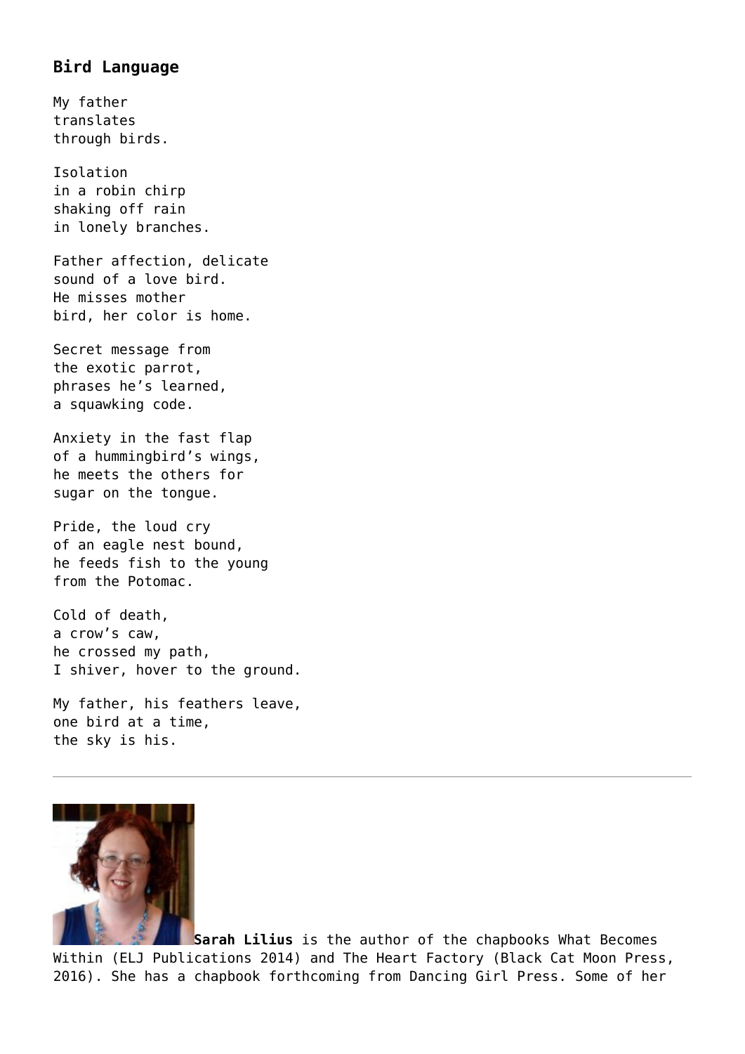### Bird Language

My father  
translates  
through birds.

Isolation  
in a robin chirp  
shaking off rain  
in lonely branches.

Father affection, delicate  
sound of a love bird.  
He misses mother  
bird, her color is home.

Secret message from  
the exotic parrot,  
phrases he's learned,  
a squawking code.

Anxiety in the fast flap  
of a hummingbird's wings,  
he meets the others for  
sugar on the tongue.

Pride, the loud cry  
of an eagle nest bound,  
he feeds fish to the young  
from the Potomac.

Cold of death,  
a crow's caw,  
he crossed my path,  
I shiver, hover to the ground.

My father, his feathers leave,  
one bird at a time,  
the sky is his.

---

**Sarah Lilius** is the author of the chapbooks What Becomes Within (ELJ Publications 2014) and The Heart Factory (Black Cat Moon Press, 2016). She has a chapbook forthcoming from Dancing Girl Press. Some of her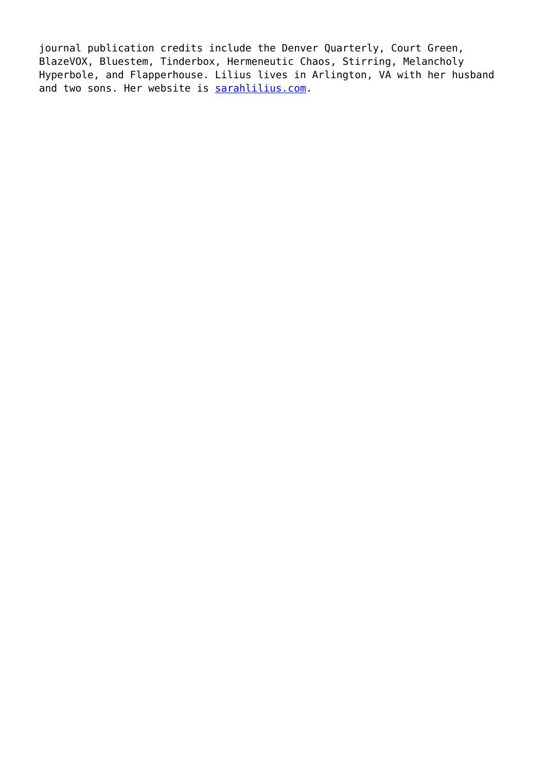journal publication credits include the Denver Quarterly, Court Green, BlazeVOX, Bluestem, Tinderbox, Hermeneutic Chaos, Stirring, Melancholy Hyperbole, and Flapperhouse. Lilius lives in Arlington, VA with her husband and two sons. Her website is [sarahlilius.com](http://sarahlilius.com).